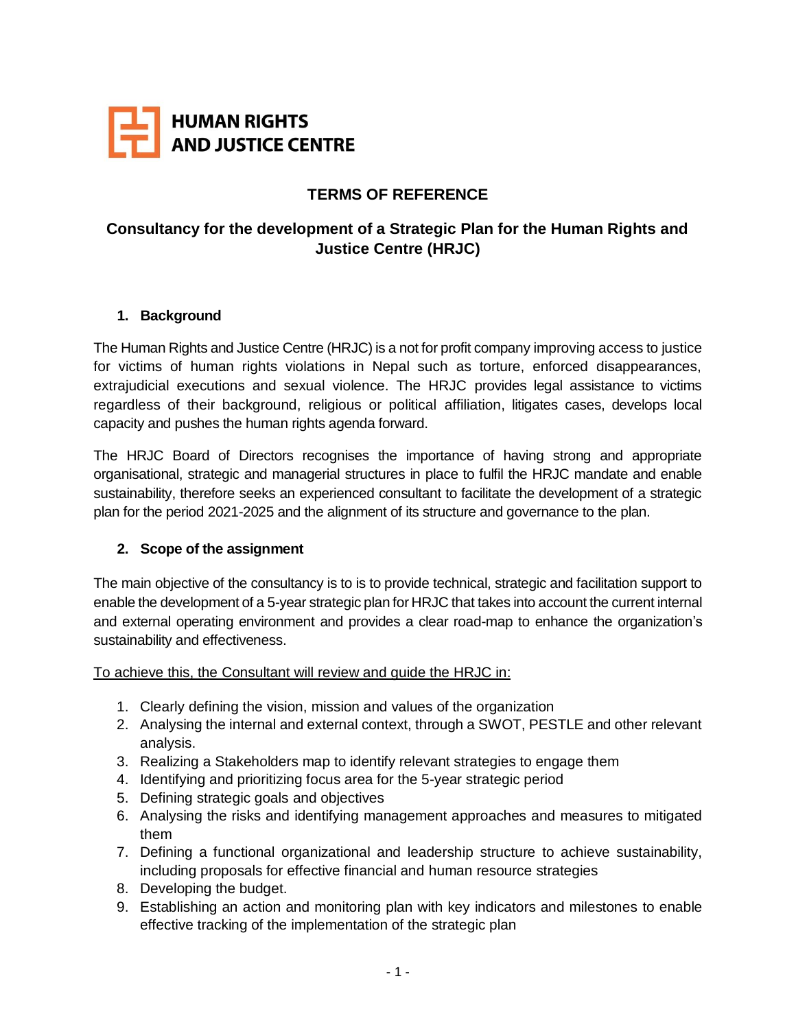**HUMAN RIGHTS AND JUSTICE CENTRE**

# TERMS OF REFERENCE

## Consultancy for the development of a Strategic Plan for the Human Rights and Justice Centre (HRJC)

### 1. Background

The Human Rights and Justice Centre (HRJC) is a not for profit company improving access to justice for victims of human rights violations in Nepal such as torture, enforced disappearances, extrajudicial executions and sexual violence. The HRJC provides legal assistance to victims regardless of their background, religious or political affiliation, litigates cases, develops local capacity and pushes the human rights agenda forward.

The HRJC Board of Directors recognises the importance of having strong and appropriate organisational, strategic and managerial structures in place to fulfil the HRJC mandate and enable sustainability, therefore seeks an experienced consultant to facilitate the development of a strategic plan for the period 2021-2025 and the alignment of its structure and governance to the plan.

### 2. Scope of the assignment

The main objective of the consultancy is to is to provide technical, strategic and facilitation support to enable the development of a 5-year strategic plan for HRJC that takes into account the current internal and external operating environment and provides a clear road-map to enhance the organization's sustainability and effectiveness.

<u>To achieve this, the Consultant will review and guide the HRJC in:</u>

1. Clearly defining the vision, mission and values of the organization
2. Analysing the internal and external context, through a SWOT, PESTLE and other relevant analysis.
3. Realizing a Stakeholders map to identify relevant strategies to engage them
4. Identifying and prioritizing focus area for the 5-year strategic period
5. Defining strategic goals and objectives
6. Analysing the risks and identifying management approaches and measures to mitigated them
7. Defining a functional organizational and leadership structure to achieve sustainability, including proposals for effective financial and human resource strategies
8. Developing the budget.
9. Establishing an action and monitoring plan with key indicators and milestones to enable effective tracking of the implementation of the strategic plan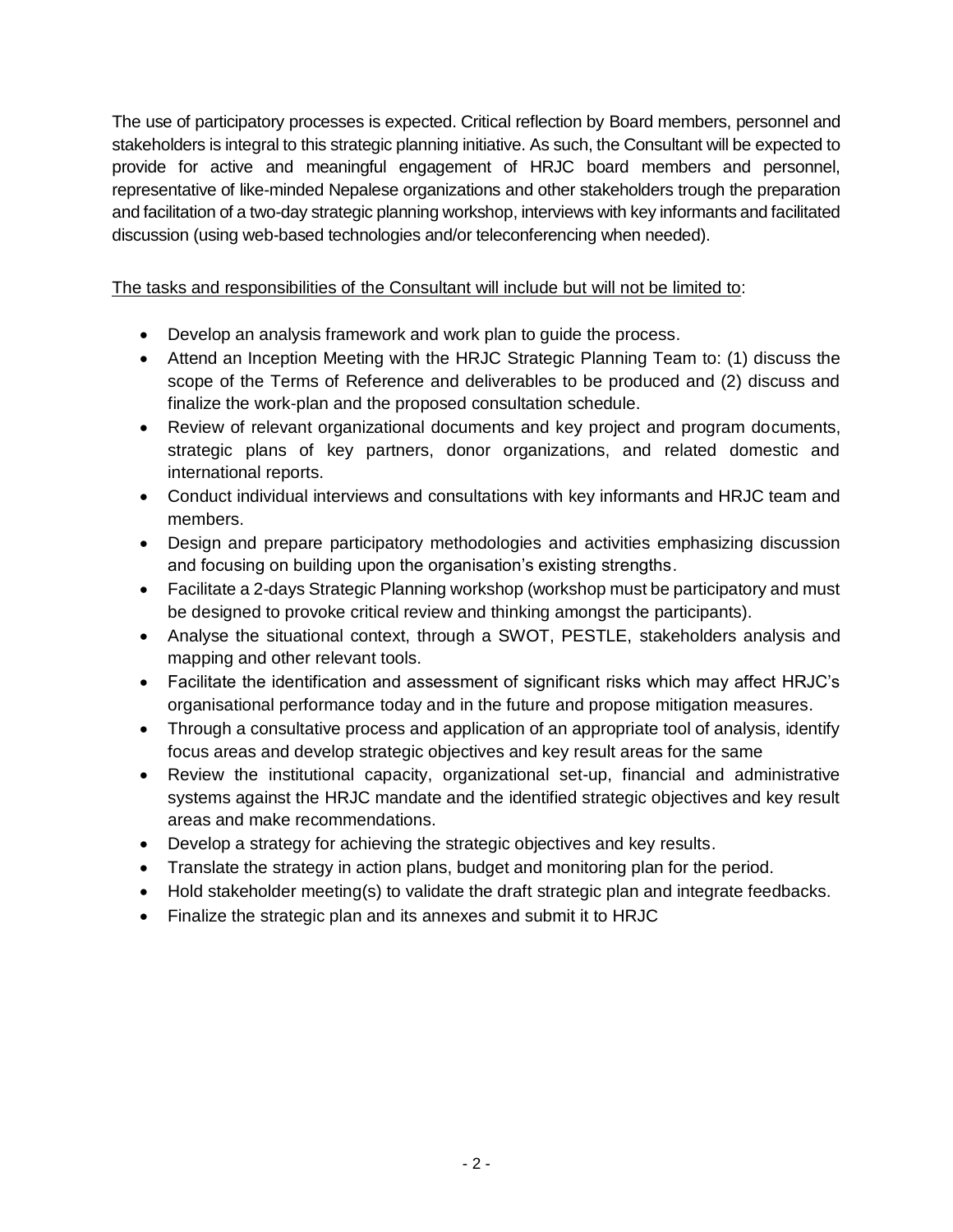The use of participatory processes is expected. Critical reflection by Board members, personnel and stakeholders is integral to this strategic planning initiative. As such, the Consultant will be expected to provide for active and meaningful engagement of HRJC board members and personnel, representative of like-minded Nepalese organizations and other stakeholders trough the preparation and facilitation of a two-day strategic planning workshop, interviews with key informants and facilitated discussion (using web-based technologies and/or teleconferencing when needed).

<u>The tasks and responsibilities of the Consultant will include but will not be limited to</u>:

- Develop an analysis framework and work plan to guide the process.
- Attend an Inception Meeting with the HRJC Strategic Planning Team to: (1) discuss the scope of the Terms of Reference and deliverables to be produced and (2) discuss and finalize the work-plan and the proposed consultation schedule.
- Review of relevant organizational documents and key project and program documents, strategic plans of key partners, donor organizations, and related domestic and international reports.
- Conduct individual interviews and consultations with key informants and HRJC team and members.
- Design and prepare participatory methodologies and activities emphasizing discussion and focusing on building upon the organisation's existing strengths.
- Facilitate a 2-days Strategic Planning workshop (workshop must be participatory and must be designed to provoke critical review and thinking amongst the participants).
- Analyse the situational context, through a SWOT, PESTLE, stakeholders analysis and mapping and other relevant tools.
- Facilitate the identification and assessment of significant risks which may affect HRJC's organisational performance today and in the future and propose mitigation measures.
- Through a consultative process and application of an appropriate tool of analysis, identify focus areas and develop strategic objectives and key result areas for the same
- Review the institutional capacity, organizational set-up, financial and administrative systems against the HRJC mandate and the identified strategic objectives and key result areas and make recommendations.
- Develop a strategy for achieving the strategic objectives and key results.
- Translate the strategy in action plans, budget and monitoring plan for the period.
- Hold stakeholder meeting(s) to validate the draft strategic plan and integrate feedbacks.
- Finalize the strategic plan and its annexes and submit it to HRJC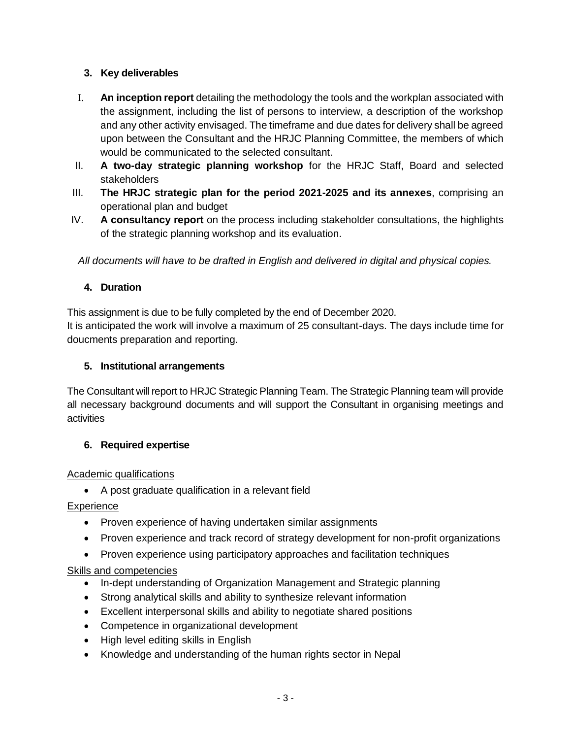### 3. Key deliverables

I. **An inception report** detailing the methodology the tools and the workplan associated with the assignment, including the list of persons to interview, a description of the workshop and any other activity envisaged. The timeframe and due dates for delivery shall be agreed upon between the Consultant and the HRJC Planning Committee, the members of which would be communicated to the selected consultant.

II. **A two-day strategic planning workshop** for the HRJC Staff, Board and selected stakeholders

III. **The HRJC strategic plan for the period 2021-2025 and its annexes**, comprising an operational plan and budget

IV. **A consultancy report** on the process including stakeholder consultations, the highlights of the strategic planning workshop and its evaluation.

*All documents will have to be drafted in English and delivered in digital and physical copies.*

### 4. Duration

This assignment is due to be fully completed by the end of December 2020.
It is anticipated the work will involve a maximum of 25 consultant-days. The days include time for doucments preparation and reporting.

### 5. Institutional arrangements

The Consultant will report to HRJC Strategic Planning Team. The Strategic Planning team will provide all necessary background documents and will support the Consultant in organising meetings and activities

### 6. Required expertise

<u>Academic qualifications</u>

- A post graduate qualification in a relevant field

<u>Experience</u>

- Proven experience of having undertaken similar assignments
- Proven experience and track record of strategy development for non-profit organizations
- Proven experience using participatory approaches and facilitation techniques

<u>Skills and competencies</u>

- In-dept understanding of Organization Management and Strategic planning
- Strong analytical skills and ability to synthesize relevant information
- Excellent interpersonal skills and ability to negotiate shared positions
- Competence in organizational development
- High level editing skills in English
- Knowledge and understanding of the human rights sector in Nepal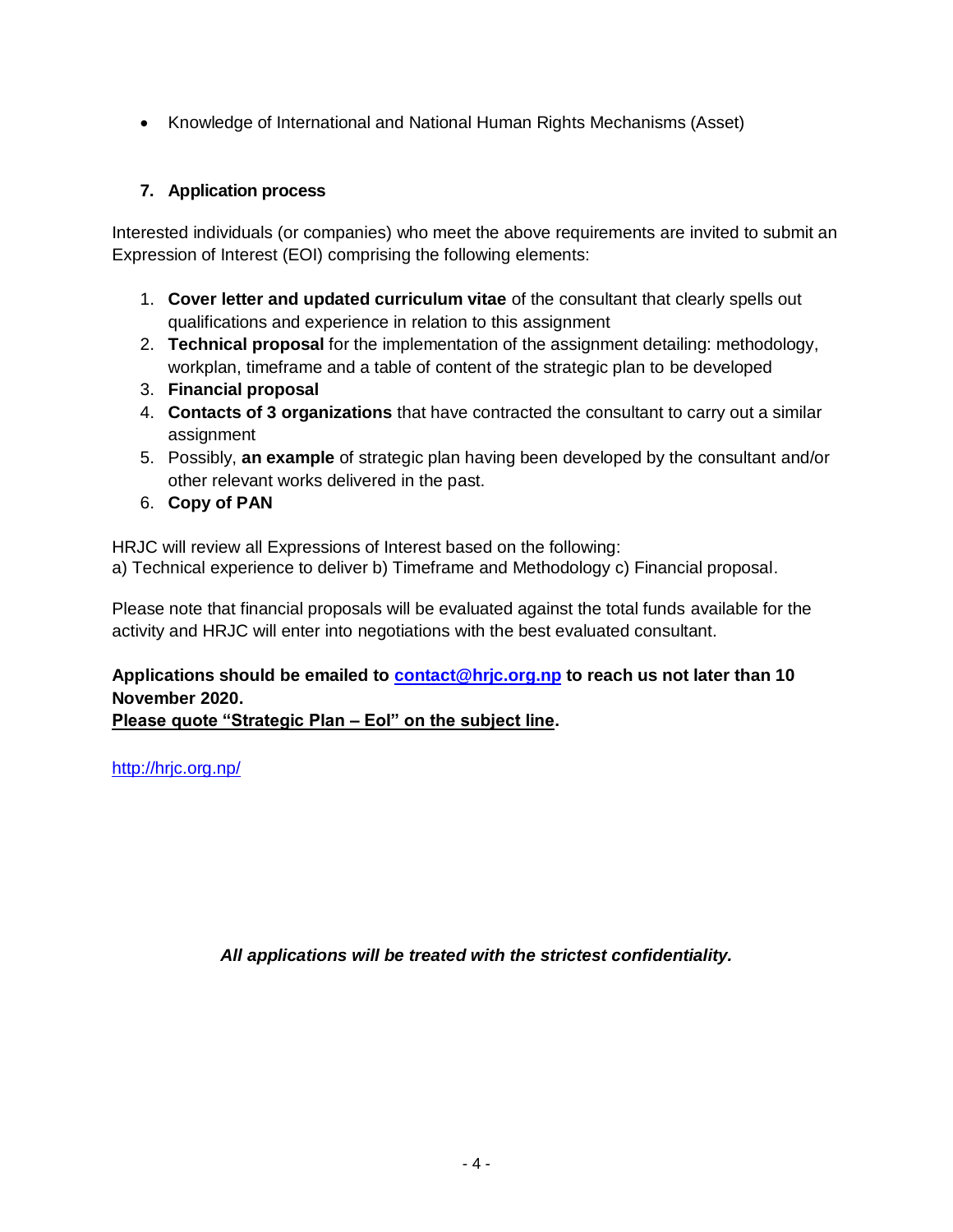- Knowledge of International and National Human Rights Mechanisms (Asset)

## 7. Application process

Interested individuals (or companies) who meet the above requirements are invited to submit an Expression of Interest (EOI) comprising the following elements:

1. **Cover letter and updated curriculum vitae** of the consultant that clearly spells out qualifications and experience in relation to this assignment
2. **Technical proposal** for the implementation of the assignment detailing: methodology, workplan, timeframe and a table of content of the strategic plan to be developed
3. **Financial proposal**
4. **Contacts of 3 organizations** that have contracted the consultant to carry out a similar assignment
5. Possibly, **an example** of strategic plan having been developed by the consultant and/or other relevant works delivered in the past.
6. **Copy of PAN**

HRJC will review all Expressions of Interest based on the following:
a) Technical experience to deliver b) Timeframe and Methodology c) Financial proposal.

Please note that financial proposals will be evaluated against the total funds available for the activity and HRJC will enter into negotiations with the best evaluated consultant.

**Applications should be emailed to contact@hrjc.org.np to reach us not later than 10 November 2020.**
**Please quote "Strategic Plan – EoI" on the subject line.**

http://hrjc.org.np/

***All applications will be treated with the strictest confidentiality.***